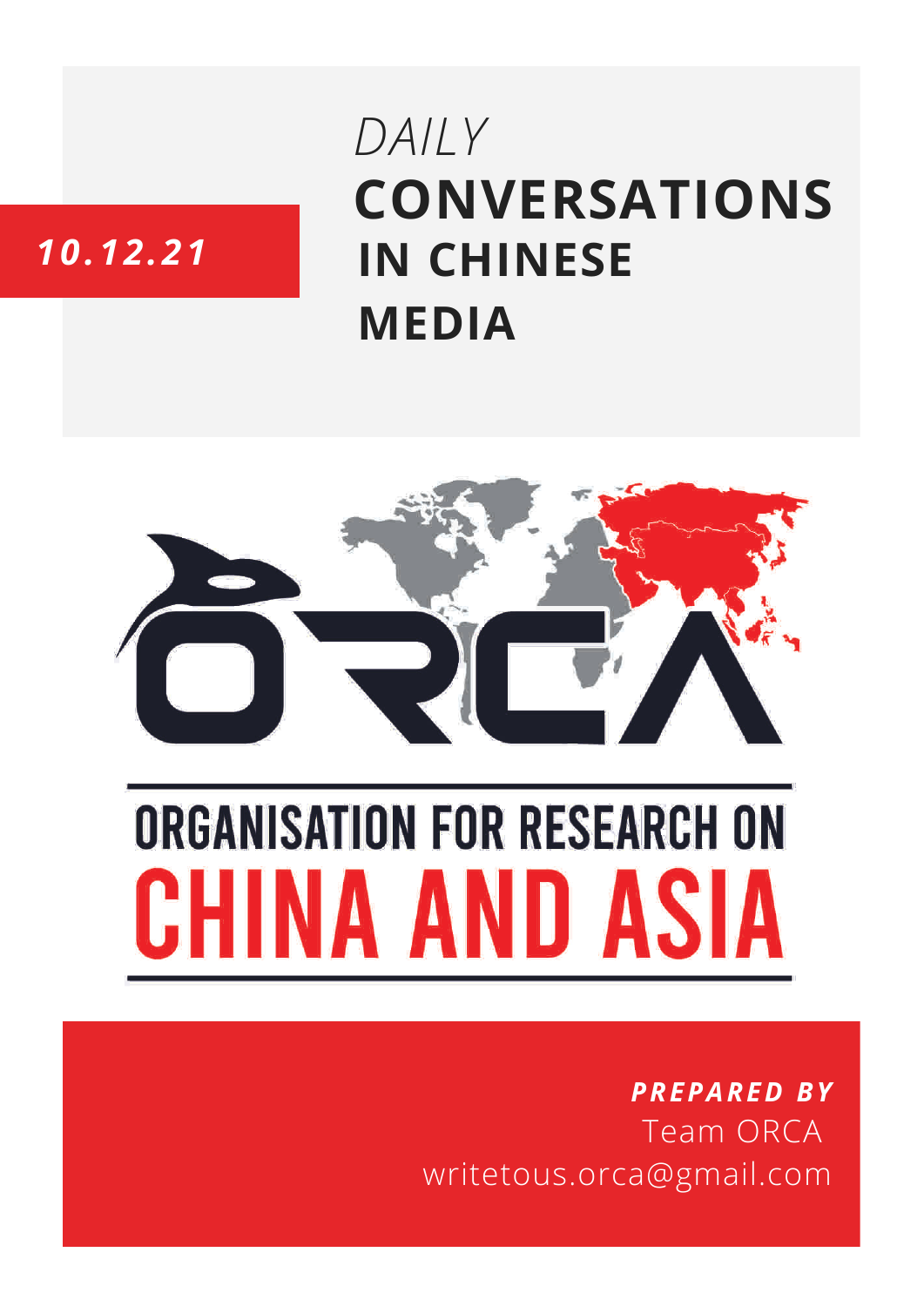10.12.21

# *DAILY* CONVERSATIONS IN CHINESE MEDIA

ORCA

ORGANISATION FOR RESEARCH ON CHINA AND ASIA

***PREPARED BY***
Team ORCA
writetous.orca@gmail.com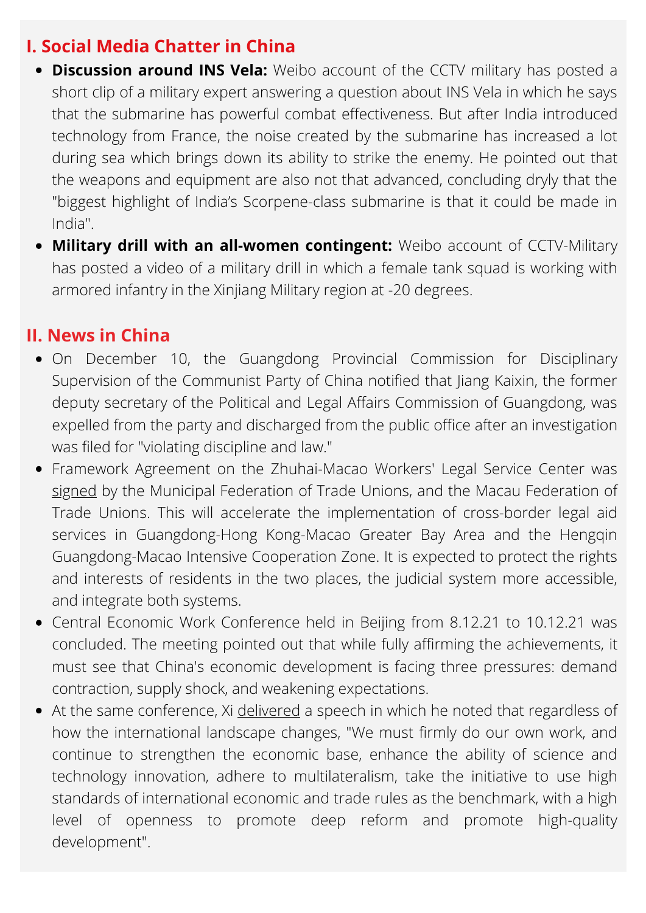## I. Social Media Chatter in China

- **Discussion around INS Vela:** Weibo account of the CCTV military has posted a short clip of a military expert answering a question about INS Vela in which he says that the submarine has powerful combat effectiveness. But after India introduced technology from France, the noise created by the submarine has increased a lot during sea which brings down its ability to strike the enemy. He pointed out that the weapons and equipment are also not that advanced, concluding dryly that the "biggest highlight of India's Scorpene-class submarine is that it could be made in India".
- **Military drill with an all-women contingent:** Weibo account of CCTV-Military has posted a video of a military drill in which a female tank squad is working with armored infantry in the Xinjiang Military region at -20 degrees.

## II. News in China

- On December 10, the Guangdong Provincial Commission for Disciplinary Supervision of the Communist Party of China notified that Jiang Kaixin, the former deputy secretary of the Political and Legal Affairs Commission of Guangdong, was expelled from the party and discharged from the public office after an investigation was filed for "violating discipline and law."
- Framework Agreement on the Zhuhai-Macao Workers' Legal Service Center was signed by the Municipal Federation of Trade Unions, and the Macau Federation of Trade Unions. This will accelerate the implementation of cross-border legal aid services in Guangdong-Hong Kong-Macao Greater Bay Area and the Hengqin Guangdong-Macao Intensive Cooperation Zone. It is expected to protect the rights and interests of residents in the two places, the judicial system more accessible, and integrate both systems.
- Central Economic Work Conference held in Beijing from 8.12.21 to 10.12.21 was concluded. The meeting pointed out that while fully affirming the achievements, it must see that China's economic development is facing three pressures: demand contraction, supply shock, and weakening expectations.
- At the same conference, Xi delivered a speech in which he noted that regardless of how the international landscape changes, "We must firmly do our own work, and continue to strengthen the economic base, enhance the ability of science and technology innovation, adhere to multilateralism, take the initiative to use high standards of international economic and trade rules as the benchmark, with a high level of openness to promote deep reform and promote high-quality development".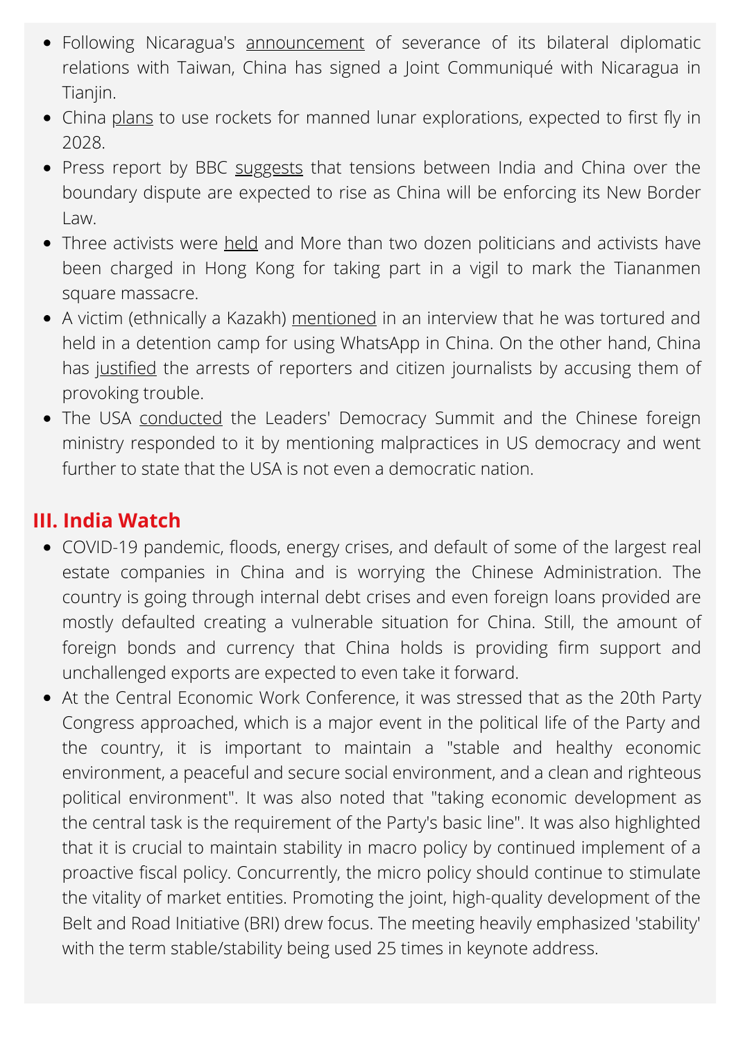- Following Nicaragua's announcement of severance of its bilateral diplomatic relations with Taiwan, China has signed a Joint Communiqué with Nicaragua in Tianjin.
- China plans to use rockets for manned lunar explorations, expected to first fly in 2028.
- Press report by BBC suggests that tensions between India and China over the boundary dispute are expected to rise as China will be enforcing its New Border Law.
- Three activists were held and More than two dozen politicians and activists have been charged in Hong Kong for taking part in a vigil to mark the Tiananmen square massacre.
- A victim (ethnically a Kazakh) mentioned in an interview that he was tortured and held in a detention camp for using WhatsApp in China. On the other hand, China has justified the arrests of reporters and citizen journalists by accusing them of provoking trouble.
- The USA conducted the Leaders' Democracy Summit and the Chinese foreign ministry responded to it by mentioning malpractices in US democracy and went further to state that the USA is not even a democratic nation.

## III. India Watch

- COVID-19 pandemic, floods, energy crises, and default of some of the largest real estate companies in China and is worrying the Chinese Administration. The country is going through internal debt crises and even foreign loans provided are mostly defaulted creating a vulnerable situation for China. Still, the amount of foreign bonds and currency that China holds is providing firm support and unchallenged exports are expected to even take it forward.
- At the Central Economic Work Conference, it was stressed that as the 20th Party Congress approached, which is a major event in the political life of the Party and the country, it is important to maintain a "stable and healthy economic environment, a peaceful and secure social environment, and a clean and righteous political environment". It was also noted that "taking economic development as the central task is the requirement of the Party's basic line". It was also highlighted that it is crucial to maintain stability in macro policy by continued implement of a proactive fiscal policy. Concurrently, the micro policy should continue to stimulate the vitality of market entities. Promoting the joint, high-quality development of the Belt and Road Initiative (BRI) drew focus. The meeting heavily emphasized 'stability' with the term stable/stability being used 25 times in keynote address.